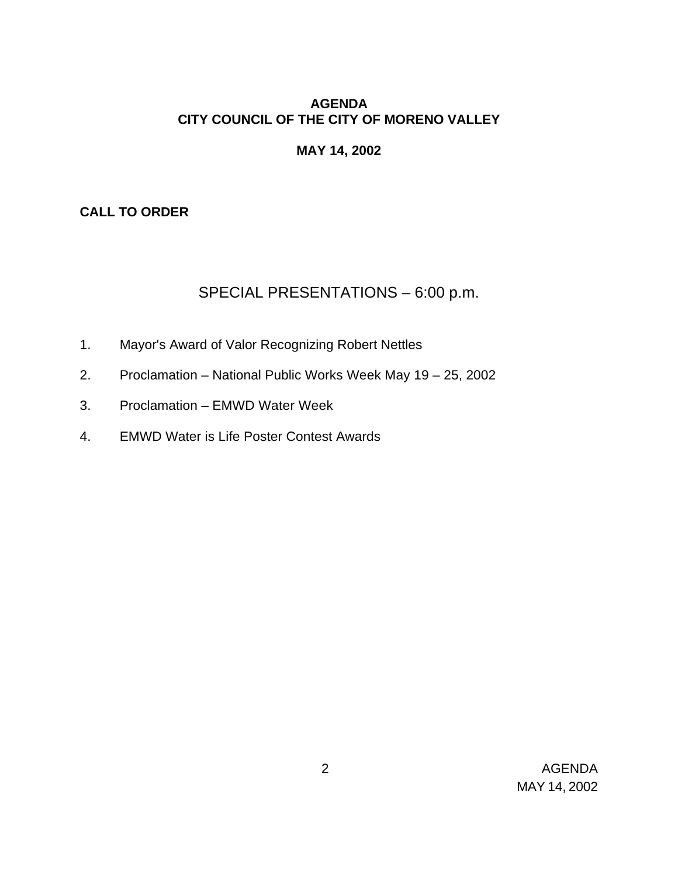# AGENDA
# CITY COUNCIL OF THE CITY OF MORENO VALLEY

## MAY 14, 2002

**CALL TO ORDER**

## SPECIAL PRESENTATIONS – 6:00 p.m.

1. Mayor's Award of Valor Recognizing Robert Nettles

2. Proclamation – National Public Works Week May 19 – 25, 2002

3. Proclamation – EMWD Water Week

4. EMWD Water is Life Poster Contest Awards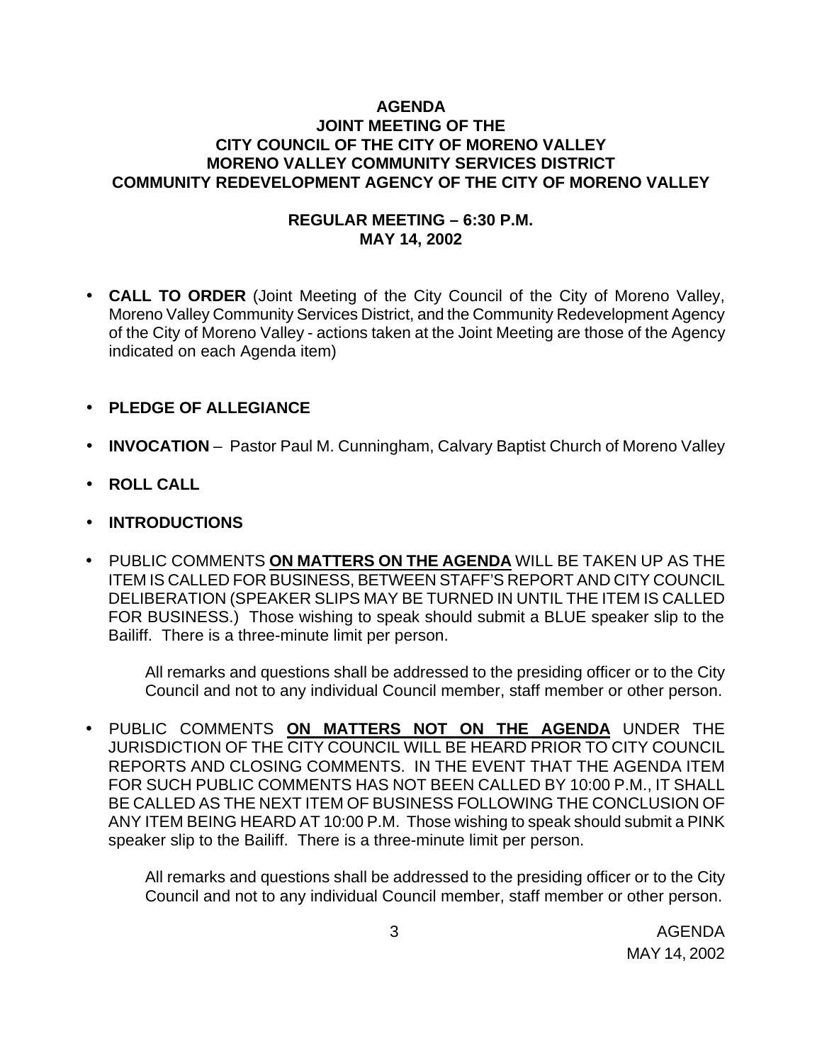**AGENDA**
**JOINT MEETING OF THE**
**CITY COUNCIL OF THE CITY OF MORENO VALLEY**
**MORENO VALLEY COMMUNITY SERVICES DISTRICT**
**COMMUNITY REDEVELOPMENT AGENCY OF THE CITY OF MORENO VALLEY**

**REGULAR MEETING – 6:30 P.M.**
**MAY 14, 2002**

- **CALL TO ORDER** (Joint Meeting of the City Council of the City of Moreno Valley, Moreno Valley Community Services District, and the Community Redevelopment Agency of the City of Moreno Valley - actions taken at the Joint Meeting are those of the Agency indicated on each Agenda item)

- **PLEDGE OF ALLEGIANCE**

- **INVOCATION** – Pastor Paul M. Cunningham, Calvary Baptist Church of Moreno Valley

- **ROLL CALL**

- **INTRODUCTIONS**

- PUBLIC COMMENTS **ON MATTERS ON THE AGENDA** WILL BE TAKEN UP AS THE ITEM IS CALLED FOR BUSINESS, BETWEEN STAFF'S REPORT AND CITY COUNCIL DELIBERATION (SPEAKER SLIPS MAY BE TURNED IN UNTIL THE ITEM IS CALLED FOR BUSINESS.) Those wishing to speak should submit a BLUE speaker slip to the Bailiff. There is a three-minute limit per person.

  All remarks and questions shall be addressed to the presiding officer or to the City Council and not to any individual Council member, staff member or other person.

- PUBLIC COMMENTS **ON MATTERS NOT ON THE AGENDA** UNDER THE JURISDICTION OF THE CITY COUNCIL WILL BE HEARD PRIOR TO CITY COUNCIL REPORTS AND CLOSING COMMENTS. IN THE EVENT THAT THE AGENDA ITEM FOR SUCH PUBLIC COMMENTS HAS NOT BEEN CALLED BY 10:00 P.M., IT SHALL BE CALLED AS THE NEXT ITEM OF BUSINESS FOLLOWING THE CONCLUSION OF ANY ITEM BEING HEARD AT 10:00 P.M. Those wishing to speak should submit a PINK speaker slip to the Bailiff. There is a three-minute limit per person.

  All remarks and questions shall be addressed to the presiding officer or to the City Council and not to any individual Council member, staff member or other person.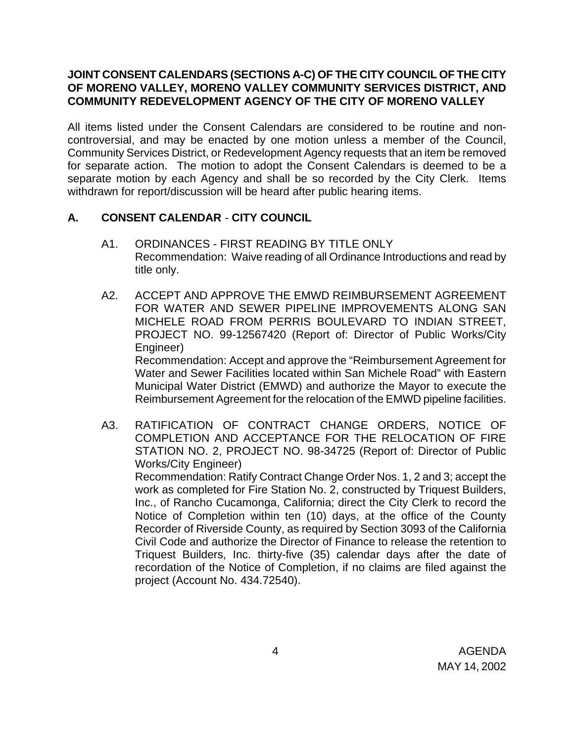**JOINT CONSENT CALENDARS (SECTIONS A-C) OF THE CITY COUNCIL OF THE CITY OF MORENO VALLEY, MORENO VALLEY COMMUNITY SERVICES DISTRICT, AND COMMUNITY REDEVELOPMENT AGENCY OF THE CITY OF MORENO VALLEY**

All items listed under the Consent Calendars are considered to be routine and non-controversial, and may be enacted by one motion unless a member of the Council, Community Services District, or Redevelopment Agency requests that an item be removed for separate action. The motion to adopt the Consent Calendars is deemed to be a separate motion by each Agency and shall be so recorded by the City Clerk. Items withdrawn for report/discussion will be heard after public hearing items.

## A. CONSENT CALENDAR - CITY COUNCIL

A1. ORDINANCES - FIRST READING BY TITLE ONLY
Recommendation: Waive reading of all Ordinance Introductions and read by title only.

A2. ACCEPT AND APPROVE THE EMWD REIMBURSEMENT AGREEMENT FOR WATER AND SEWER PIPELINE IMPROVEMENTS ALONG SAN MICHELE ROAD FROM PERRIS BOULEVARD TO INDIAN STREET, PROJECT NO. 99-12567420 (Report of: Director of Public Works/City Engineer)
Recommendation: Accept and approve the "Reimbursement Agreement for Water and Sewer Facilities located within San Michele Road" with Eastern Municipal Water District (EMWD) and authorize the Mayor to execute the Reimbursement Agreement for the relocation of the EMWD pipeline facilities.

A3. RATIFICATION OF CONTRACT CHANGE ORDERS, NOTICE OF COMPLETION AND ACCEPTANCE FOR THE RELOCATION OF FIRE STATION NO. 2, PROJECT NO. 98-34725 (Report of: Director of Public Works/City Engineer)
Recommendation: Ratify Contract Change Order Nos. 1, 2 and 3; accept the work as completed for Fire Station No. 2, constructed by Triquest Builders, Inc., of Rancho Cucamonga, California; direct the City Clerk to record the Notice of Completion within ten (10) days, at the office of the County Recorder of Riverside County, as required by Section 3093 of the California Civil Code and authorize the Director of Finance to release the retention to Triquest Builders, Inc. thirty-five (35) calendar days after the date of recordation of the Notice of Completion, if no claims are filed against the project (Account No. 434.72540).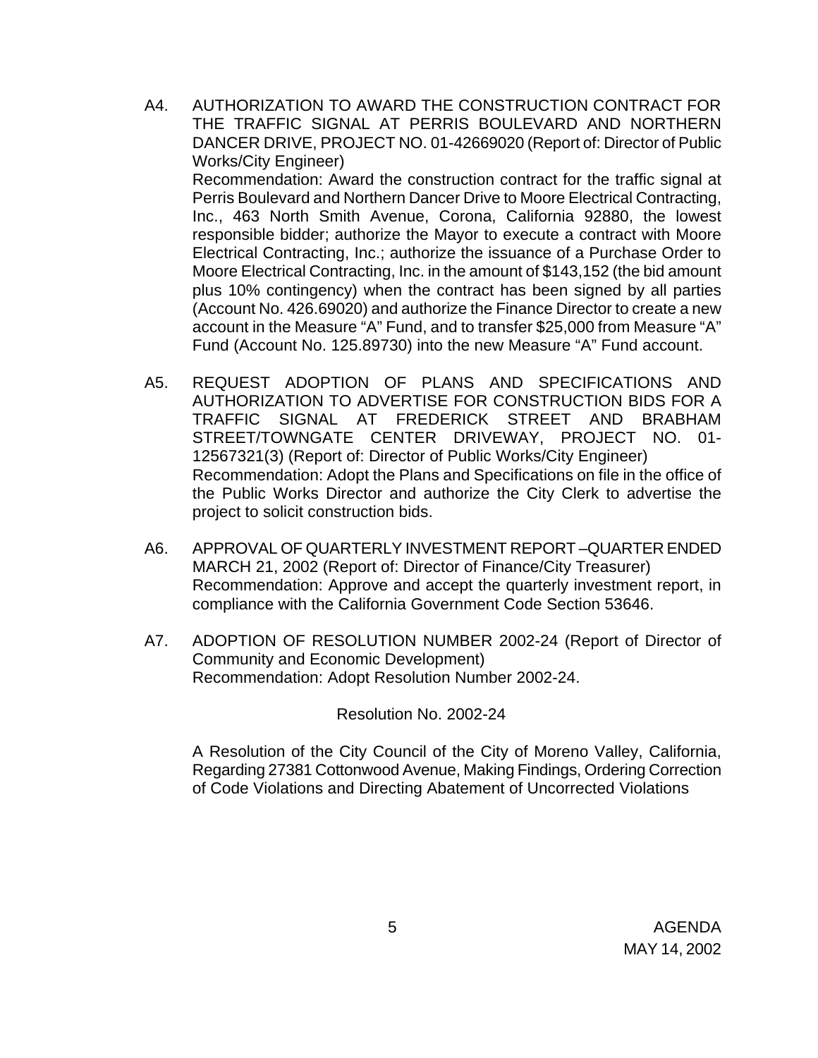A4. AUTHORIZATION TO AWARD THE CONSTRUCTION CONTRACT FOR THE TRAFFIC SIGNAL AT PERRIS BOULEVARD AND NORTHERN DANCER DRIVE, PROJECT NO. 01-42669020 (Report of: Director of Public Works/City Engineer)
Recommendation: Award the construction contract for the traffic signal at Perris Boulevard and Northern Dancer Drive to Moore Electrical Contracting, Inc., 463 North Smith Avenue, Corona, California 92880, the lowest responsible bidder; authorize the Mayor to execute a contract with Moore Electrical Contracting, Inc.; authorize the issuance of a Purchase Order to Moore Electrical Contracting, Inc. in the amount of $143,152 (the bid amount plus 10% contingency) when the contract has been signed by all parties (Account No. 426.69020) and authorize the Finance Director to create a new account in the Measure "A" Fund, and to transfer $25,000 from Measure "A" Fund (Account No. 125.89730) into the new Measure "A" Fund account.

A5. REQUEST ADOPTION OF PLANS AND SPECIFICATIONS AND AUTHORIZATION TO ADVERTISE FOR CONSTRUCTION BIDS FOR A TRAFFIC SIGNAL AT FREDERICK STREET AND BRABHAM STREET/TOWNGATE CENTER DRIVEWAY, PROJECT NO. 01-12567321(3) (Report of: Director of Public Works/City Engineer)
Recommendation: Adopt the Plans and Specifications on file in the office of the Public Works Director and authorize the City Clerk to advertise the project to solicit construction bids.

A6. APPROVAL OF QUARTERLY INVESTMENT REPORT –QUARTER ENDED MARCH 21, 2002 (Report of: Director of Finance/City Treasurer)
Recommendation: Approve and accept the quarterly investment report, in compliance with the California Government Code Section 53646.

A7. ADOPTION OF RESOLUTION NUMBER 2002-24 (Report of Director of Community and Economic Development)
Recommendation: Adopt Resolution Number 2002-24.

Resolution No. 2002-24

A Resolution of the City Council of the City of Moreno Valley, California, Regarding 27381 Cottonwood Avenue, Making Findings, Ordering Correction of Code Violations and Directing Abatement of Uncorrected Violations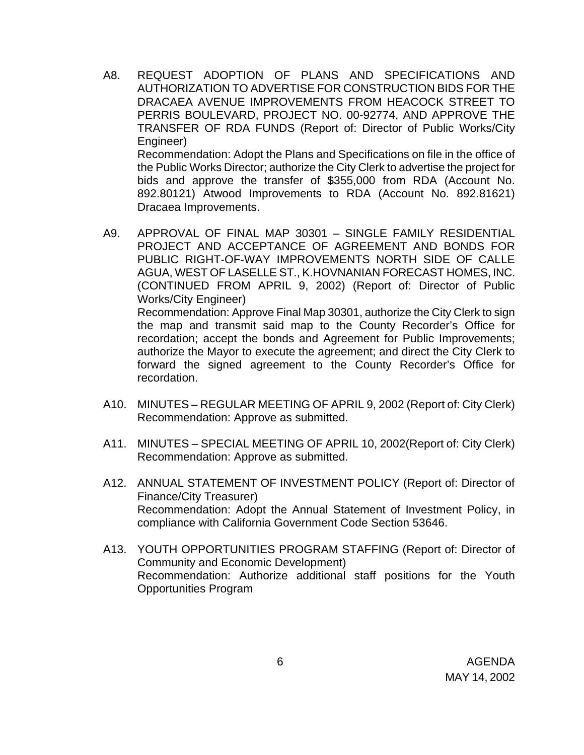A8. REQUEST ADOPTION OF PLANS AND SPECIFICATIONS AND AUTHORIZATION TO ADVERTISE FOR CONSTRUCTION BIDS FOR THE DRACAEA AVENUE IMPROVEMENTS FROM HEACOCK STREET TO PERRIS BOULEVARD, PROJECT NO. 00-92774, AND APPROVE THE TRANSFER OF RDA FUNDS (Report of: Director of Public Works/City Engineer)
Recommendation: Adopt the Plans and Specifications on file in the office of the Public Works Director; authorize the City Clerk to advertise the project for bids and approve the transfer of $355,000 from RDA (Account No. 892.80121) Atwood Improvements to RDA (Account No. 892.81621) Dracaea Improvements.

A9. APPROVAL OF FINAL MAP 30301 – SINGLE FAMILY RESIDENTIAL PROJECT AND ACCEPTANCE OF AGREEMENT AND BONDS FOR PUBLIC RIGHT-OF-WAY IMPROVEMENTS NORTH SIDE OF CALLE AGUA, WEST OF LASELLE ST., K.HOVNANIAN FORECAST HOMES, INC. (CONTINUED FROM APRIL 9, 2002) (Report of: Director of Public Works/City Engineer)
Recommendation: Approve Final Map 30301, authorize the City Clerk to sign the map and transmit said map to the County Recorder's Office for recordation; accept the bonds and Agreement for Public Improvements; authorize the Mayor to execute the agreement; and direct the City Clerk to forward the signed agreement to the County Recorder's Office for recordation.

A10. MINUTES – REGULAR MEETING OF APRIL 9, 2002 (Report of: City Clerk)
Recommendation: Approve as submitted.

A11. MINUTES – SPECIAL MEETING OF APRIL 10, 2002(Report of: City Clerk)
Recommendation: Approve as submitted.

A12. ANNUAL STATEMENT OF INVESTMENT POLICY (Report of: Director of Finance/City Treasurer)
Recommendation: Adopt the Annual Statement of Investment Policy, in compliance with California Government Code Section 53646.

A13. YOUTH OPPORTUNITIES PROGRAM STAFFING (Report of: Director of Community and Economic Development)
Recommendation: Authorize additional staff positions for the Youth Opportunities Program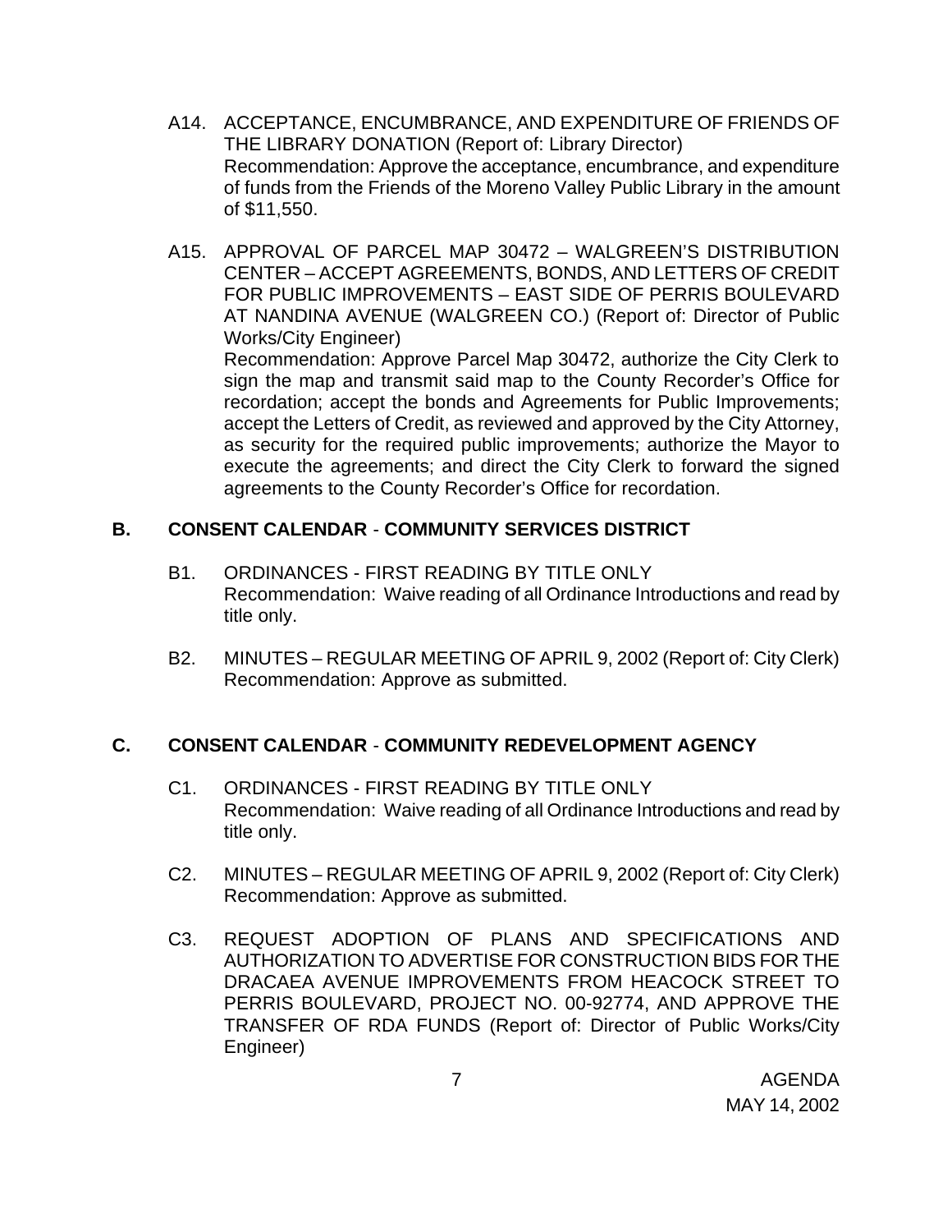A14. ACCEPTANCE, ENCUMBRANCE, AND EXPENDITURE OF FRIENDS OF THE LIBRARY DONATION (Report of: Library Director)
Recommendation: Approve the acceptance, encumbrance, and expenditure of funds from the Friends of the Moreno Valley Public Library in the amount of $11,550.

A15. APPROVAL OF PARCEL MAP 30472 – WALGREEN'S DISTRIBUTION CENTER – ACCEPT AGREEMENTS, BONDS, AND LETTERS OF CREDIT FOR PUBLIC IMPROVEMENTS – EAST SIDE OF PERRIS BOULEVARD AT NANDINA AVENUE (WALGREEN CO.) (Report of: Director of Public Works/City Engineer)
Recommendation: Approve Parcel Map 30472, authorize the City Clerk to sign the map and transmit said map to the County Recorder's Office for recordation; accept the bonds and Agreements for Public Improvements; accept the Letters of Credit, as reviewed and approved by the City Attorney, as security for the required public improvements; authorize the Mayor to execute the agreements; and direct the City Clerk to forward the signed agreements to the County Recorder's Office for recordation.

## B. CONSENT CALENDAR - COMMUNITY SERVICES DISTRICT

B1. ORDINANCES - FIRST READING BY TITLE ONLY
Recommendation: Waive reading of all Ordinance Introductions and read by title only.

B2. MINUTES – REGULAR MEETING OF APRIL 9, 2002 (Report of: City Clerk)
Recommendation: Approve as submitted.

## C. CONSENT CALENDAR - COMMUNITY REDEVELOPMENT AGENCY

C1. ORDINANCES - FIRST READING BY TITLE ONLY
Recommendation: Waive reading of all Ordinance Introductions and read by title only.

C2. MINUTES – REGULAR MEETING OF APRIL 9, 2002 (Report of: City Clerk)
Recommendation: Approve as submitted.

C3. REQUEST ADOPTION OF PLANS AND SPECIFICATIONS AND AUTHORIZATION TO ADVERTISE FOR CONSTRUCTION BIDS FOR THE DRACAEA AVENUE IMPROVEMENTS FROM HEACOCK STREET TO PERRIS BOULEVARD, PROJECT NO. 00-92774, AND APPROVE THE TRANSFER OF RDA FUNDS (Report of: Director of Public Works/City Engineer)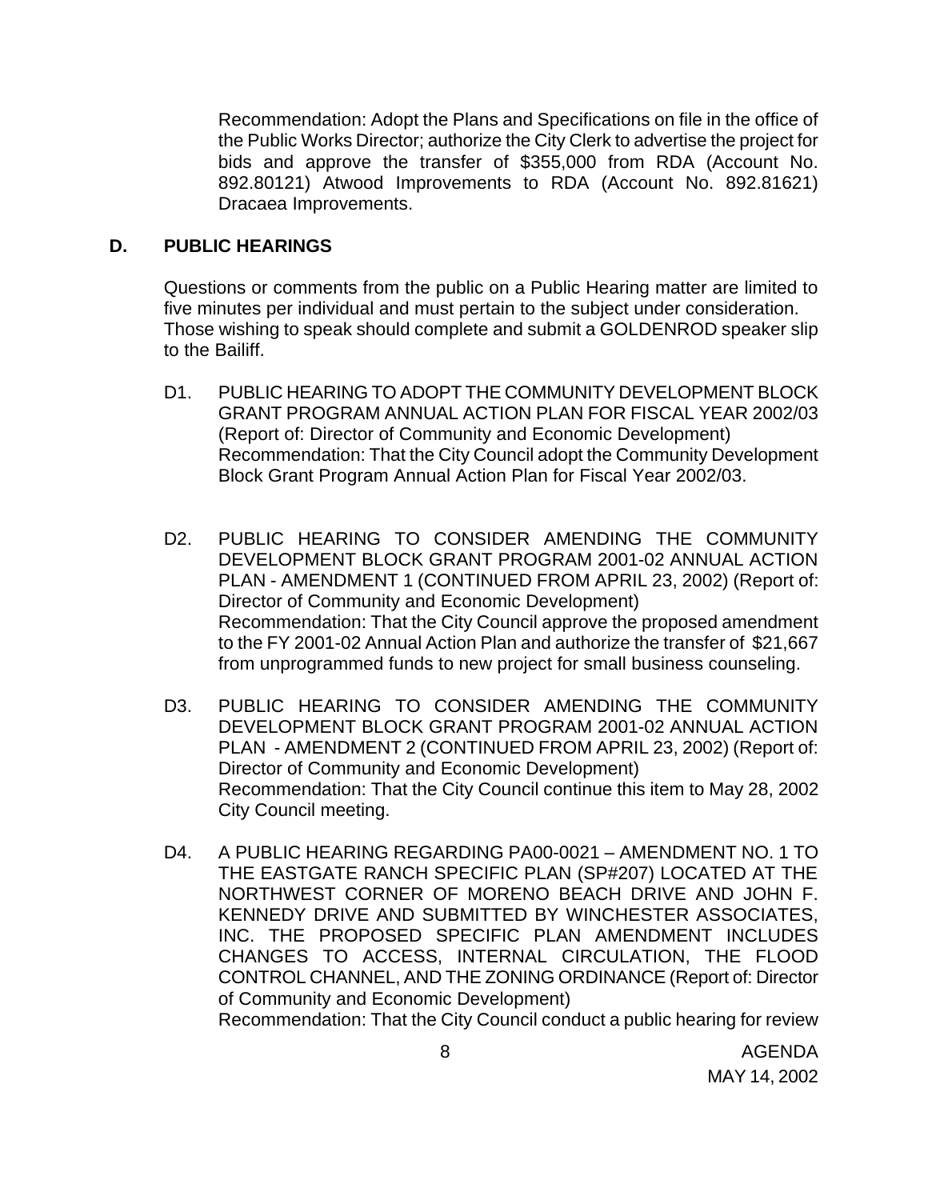Recommendation: Adopt the Plans and Specifications on file in the office of the Public Works Director; authorize the City Clerk to advertise the project for bids and approve the transfer of $355,000 from RDA (Account No. 892.80121) Atwood Improvements to RDA (Account No. 892.81621) Dracaea Improvements.

## D. PUBLIC HEARINGS

Questions or comments from the public on a Public Hearing matter are limited to five minutes per individual and must pertain to the subject under consideration. Those wishing to speak should complete and submit a GOLDENROD speaker slip to the Bailiff.

D1. PUBLIC HEARING TO ADOPT THE COMMUNITY DEVELOPMENT BLOCK GRANT PROGRAM ANNUAL ACTION PLAN FOR FISCAL YEAR 2002/03 (Report of: Director of Community and Economic Development)
Recommendation: That the City Council adopt the Community Development Block Grant Program Annual Action Plan for Fiscal Year 2002/03.

D2. PUBLIC HEARING TO CONSIDER AMENDING THE COMMUNITY DEVELOPMENT BLOCK GRANT PROGRAM 2001-02 ANNUAL ACTION PLAN - AMENDMENT 1 (CONTINUED FROM APRIL 23, 2002) (Report of: Director of Community and Economic Development)
Recommendation: That the City Council approve the proposed amendment to the FY 2001-02 Annual Action Plan and authorize the transfer of $21,667 from unprogrammed funds to new project for small business counseling.

D3. PUBLIC HEARING TO CONSIDER AMENDING THE COMMUNITY DEVELOPMENT BLOCK GRANT PROGRAM 2001-02 ANNUAL ACTION PLAN - AMENDMENT 2 (CONTINUED FROM APRIL 23, 2002) (Report of: Director of Community and Economic Development)
Recommendation: That the City Council continue this item to May 28, 2002 City Council meeting.

D4. A PUBLIC HEARING REGARDING PA00-0021 – AMENDMENT NO. 1 TO THE EASTGATE RANCH SPECIFIC PLAN (SP#207) LOCATED AT THE NORTHWEST CORNER OF MORENO BEACH DRIVE AND JOHN F. KENNEDY DRIVE AND SUBMITTED BY WINCHESTER ASSOCIATES, INC. THE PROPOSED SPECIFIC PLAN AMENDMENT INCLUDES CHANGES TO ACCESS, INTERNAL CIRCULATION, THE FLOOD CONTROL CHANNEL, AND THE ZONING ORDINANCE (Report of: Director of Community and Economic Development)
Recommendation: That the City Council conduct a public hearing for review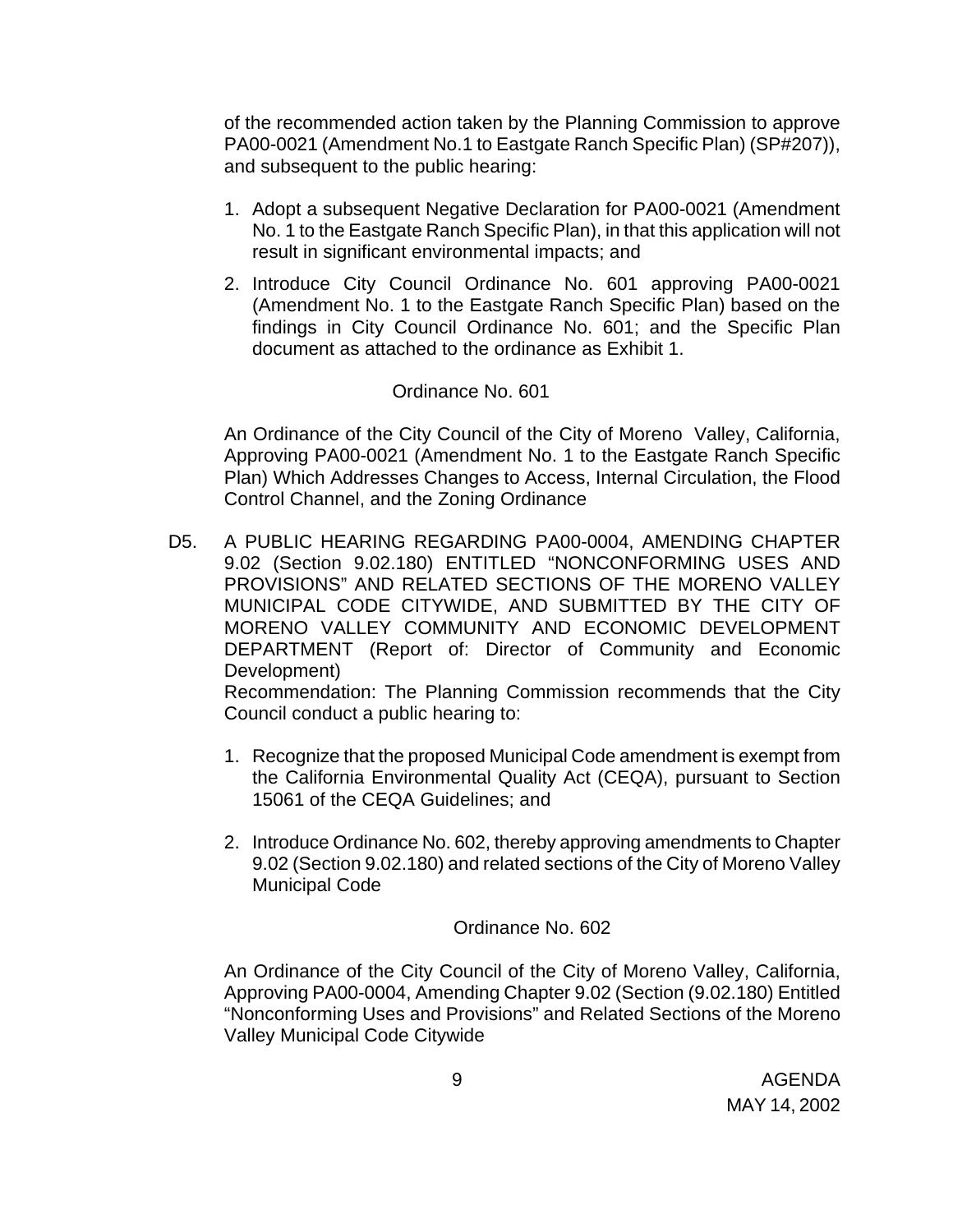of the recommended action taken by the Planning Commission to approve PA00-0021 (Amendment No.1 to Eastgate Ranch Specific Plan) (SP#207)), and subsequent to the public hearing:

1. Adopt a subsequent Negative Declaration for PA00-0021 (Amendment No. 1 to the Eastgate Ranch Specific Plan), in that this application will not result in significant environmental impacts; and
2. Introduce City Council Ordinance No. 601 approving PA00-0021 (Amendment No. 1 to the Eastgate Ranch Specific Plan) based on the findings in City Council Ordinance No. 601; and the Specific Plan document as attached to the ordinance as Exhibit 1.

Ordinance No. 601

An Ordinance of the City Council of the City of Moreno Valley, California, Approving PA00-0021 (Amendment No. 1 to the Eastgate Ranch Specific Plan) Which Addresses Changes to Access, Internal Circulation, the Flood Control Channel, and the Zoning Ordinance

D5. A PUBLIC HEARING REGARDING PA00-0004, AMENDING CHAPTER 9.02 (Section 9.02.180) ENTITLED "NONCONFORMING USES AND PROVISIONS" AND RELATED SECTIONS OF THE MORENO VALLEY MUNICIPAL CODE CITYWIDE, AND SUBMITTED BY THE CITY OF MORENO VALLEY COMMUNITY AND ECONOMIC DEVELOPMENT DEPARTMENT (Report of: Director of Community and Economic Development)

Recommendation: The Planning Commission recommends that the City Council conduct a public hearing to:

1. Recognize that the proposed Municipal Code amendment is exempt from the California Environmental Quality Act (CEQA), pursuant to Section 15061 of the CEQA Guidelines; and
2. Introduce Ordinance No. 602, thereby approving amendments to Chapter 9.02 (Section 9.02.180) and related sections of the City of Moreno Valley Municipal Code

Ordinance No. 602

An Ordinance of the City Council of the City of Moreno Valley, California, Approving PA00-0004, Amending Chapter 9.02 (Section (9.02.180) Entitled "Nonconforming Uses and Provisions" and Related Sections of the Moreno Valley Municipal Code Citywide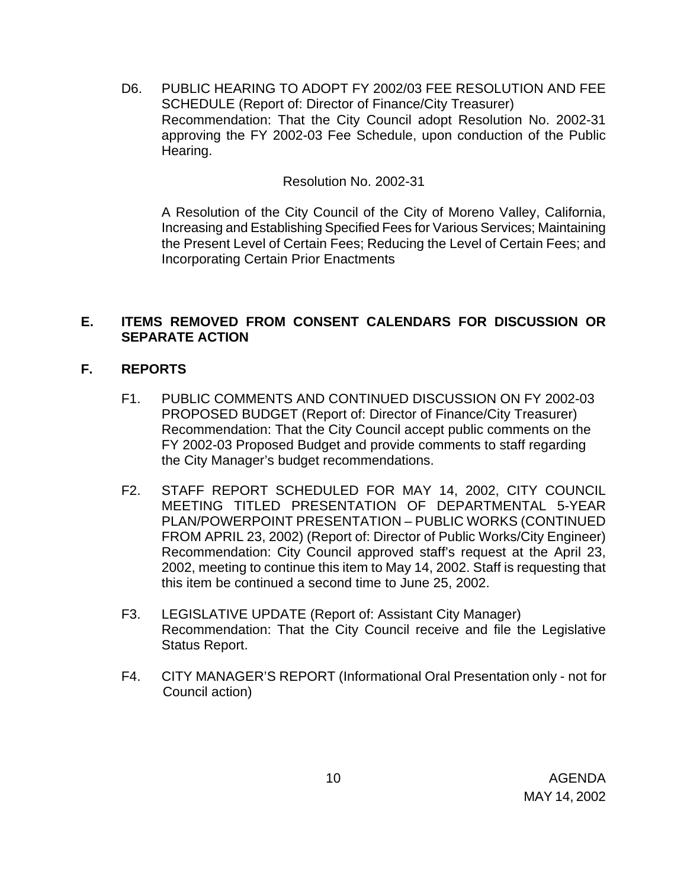D6. PUBLIC HEARING TO ADOPT FY 2002/03 FEE RESOLUTION AND FEE SCHEDULE (Report of: Director of Finance/City Treasurer)
Recommendation: That the City Council adopt Resolution No. 2002-31 approving the FY 2002-03 Fee Schedule, upon conduction of the Public Hearing.

Resolution No. 2002-31

A Resolution of the City Council of the City of Moreno Valley, California, Increasing and Establishing Specified Fees for Various Services; Maintaining the Present Level of Certain Fees; Reducing the Level of Certain Fees; and Incorporating Certain Prior Enactments

## E. ITEMS REMOVED FROM CONSENT CALENDARS FOR DISCUSSION OR SEPARATE ACTION

## F. REPORTS

F1. PUBLIC COMMENTS AND CONTINUED DISCUSSION ON FY 2002-03 PROPOSED BUDGET (Report of: Director of Finance/City Treasurer)
Recommendation: That the City Council accept public comments on the FY 2002-03 Proposed Budget and provide comments to staff regarding the City Manager's budget recommendations.

F2. STAFF REPORT SCHEDULED FOR MAY 14, 2002, CITY COUNCIL MEETING TITLED PRESENTATION OF DEPARTMENTAL 5-YEAR PLAN/POWERPOINT PRESENTATION – PUBLIC WORKS (CONTINUED FROM APRIL 23, 2002) (Report of: Director of Public Works/City Engineer)
Recommendation: City Council approved staff's request at the April 23, 2002, meeting to continue this item to May 14, 2002. Staff is requesting that this item be continued a second time to June 25, 2002.

F3. LEGISLATIVE UPDATE (Report of: Assistant City Manager)
Recommendation: That the City Council receive and file the Legislative Status Report.

F4. CITY MANAGER'S REPORT (Informational Oral Presentation only - not for Council action)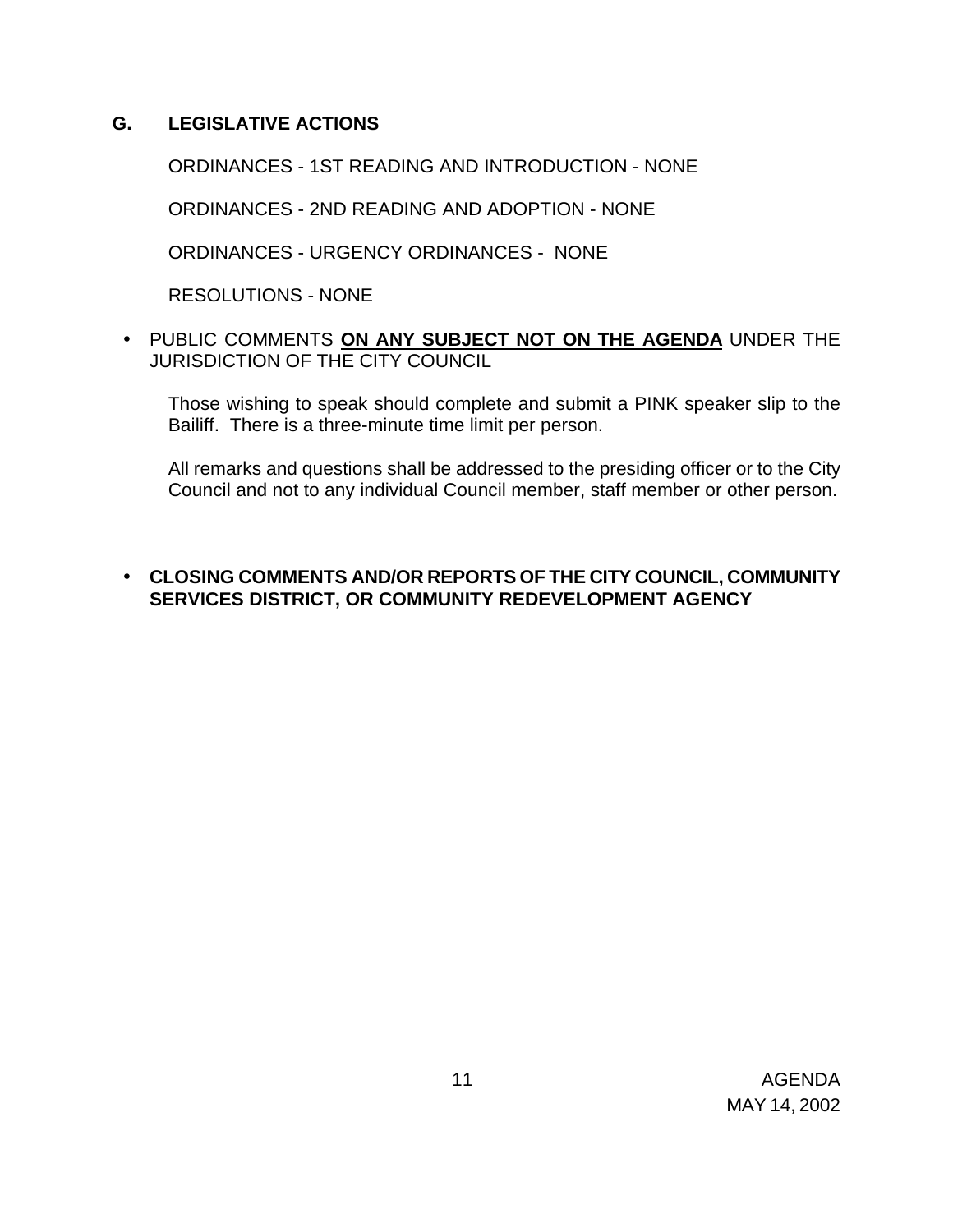## G. LEGISLATIVE ACTIONS

ORDINANCES - 1ST READING AND INTRODUCTION - NONE

ORDINANCES - 2ND READING AND ADOPTION - NONE

ORDINANCES - URGENCY ORDINANCES - NONE

RESOLUTIONS - NONE

- PUBLIC COMMENTS **ON ANY SUBJECT NOT ON THE AGENDA** UNDER THE JURISDICTION OF THE CITY COUNCIL

  Those wishing to speak should complete and submit a PINK speaker slip to the Bailiff. There is a three-minute time limit per person.

  All remarks and questions shall be addressed to the presiding officer or to the City Council and not to any individual Council member, staff member or other person.

- **CLOSING COMMENTS AND/OR REPORTS OF THE CITY COUNCIL, COMMUNITY SERVICES DISTRICT, OR COMMUNITY REDEVELOPMENT AGENCY**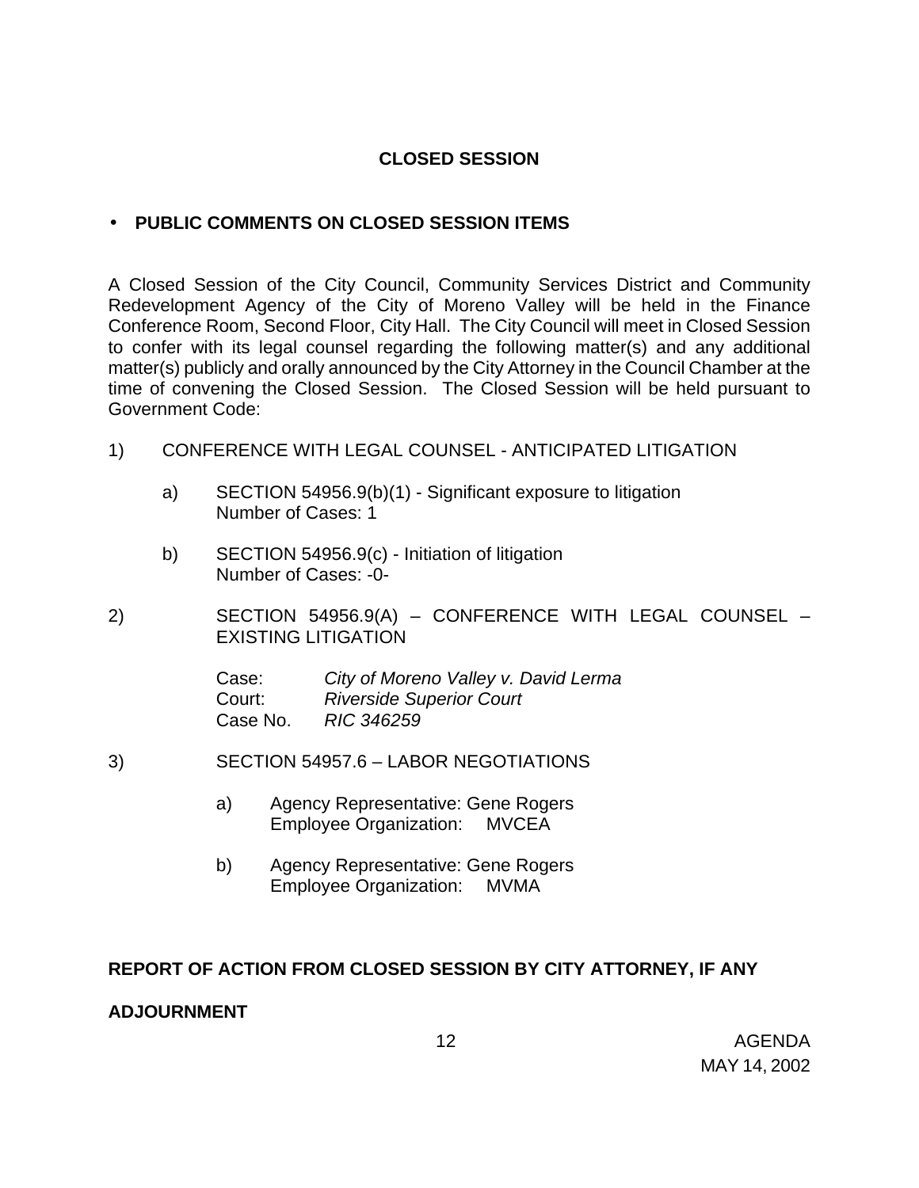## CLOSED SESSION

- **PUBLIC COMMENTS ON CLOSED SESSION ITEMS**

A Closed Session of the City Council, Community Services District and Community Redevelopment Agency of the City of Moreno Valley will be held in the Finance Conference Room, Second Floor, City Hall. The City Council will meet in Closed Session to confer with its legal counsel regarding the following matter(s) and any additional matter(s) publicly and orally announced by the City Attorney in the Council Chamber at the time of convening the Closed Session. The Closed Session will be held pursuant to Government Code:

1) CONFERENCE WITH LEGAL COUNSEL - ANTICIPATED LITIGATION

   a) SECTION 54956.9(b)(1) - Significant exposure to litigation
      Number of Cases: 1

   b) SECTION 54956.9(c) - Initiation of litigation
      Number of Cases: -0-

2) SECTION 54956.9(A) – CONFERENCE WITH LEGAL COUNSEL – EXISTING LITIGATION

   Case: *City of Moreno Valley v. David Lerma*
   Court: *Riverside Superior Court*
   Case No. *RIC 346259*

3) SECTION 54957.6 – LABOR NEGOTIATIONS

   a) Agency Representative: Gene Rogers
      Employee Organization: MVCEA

   b) Agency Representative: Gene Rogers
      Employee Organization: MVMA

**REPORT OF ACTION FROM CLOSED SESSION BY CITY ATTORNEY, IF ANY**

**ADJOURNMENT**